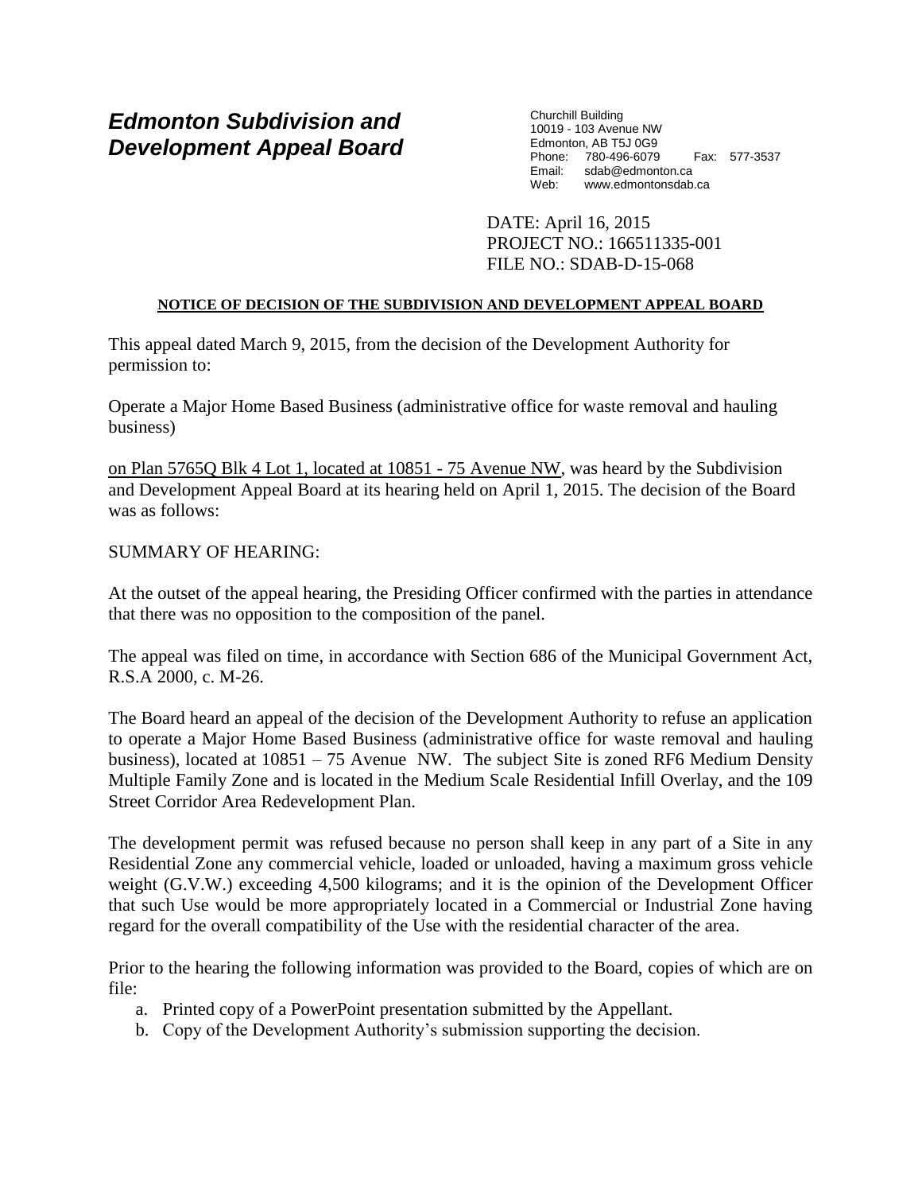# *Edmonton Subdivision and Development Appeal Board*

Churchill Building
10019 - 103 Avenue NW
Edmonton, AB T5J 0G9
Phone: 780-496-6079 Fax: 577-3537
Email: sdab@edmonton.ca
Web: www.edmontonsdab.ca

DATE: April 16, 2015
PROJECT NO.: 166511335-001
FILE NO.: SDAB-D-15-068

**NOTICE OF DECISION OF THE SUBDIVISION AND DEVELOPMENT APPEAL BOARD**

This appeal dated March 9, 2015, from the decision of the Development Authority for permission to:

Operate a Major Home Based Business (administrative office for waste removal and hauling business)

on Plan 5765Q Blk 4 Lot 1, located at 10851 - 75 Avenue NW, was heard by the Subdivision and Development Appeal Board at its hearing held on April 1, 2015. The decision of the Board was as follows:

SUMMARY OF HEARING:

At the outset of the appeal hearing, the Presiding Officer confirmed with the parties in attendance that there was no opposition to the composition of the panel.

The appeal was filed on time, in accordance with Section 686 of the Municipal Government Act, R.S.A 2000, c. M-26.

The Board heard an appeal of the decision of the Development Authority to refuse an application to operate a Major Home Based Business (administrative office for waste removal and hauling business), located at 10851 – 75 Avenue NW. The subject Site is zoned RF6 Medium Density Multiple Family Zone and is located in the Medium Scale Residential Infill Overlay, and the 109 Street Corridor Area Redevelopment Plan.

The development permit was refused because no person shall keep in any part of a Site in any Residential Zone any commercial vehicle, loaded or unloaded, having a maximum gross vehicle weight (G.V.W.) exceeding 4,500 kilograms; and it is the opinion of the Development Officer that such Use would be more appropriately located in a Commercial or Industrial Zone having regard for the overall compatibility of the Use with the residential character of the area.

Prior to the hearing the following information was provided to the Board, copies of which are on file:

a. Printed copy of a PowerPoint presentation submitted by the Appellant.
b. Copy of the Development Authority's submission supporting the decision.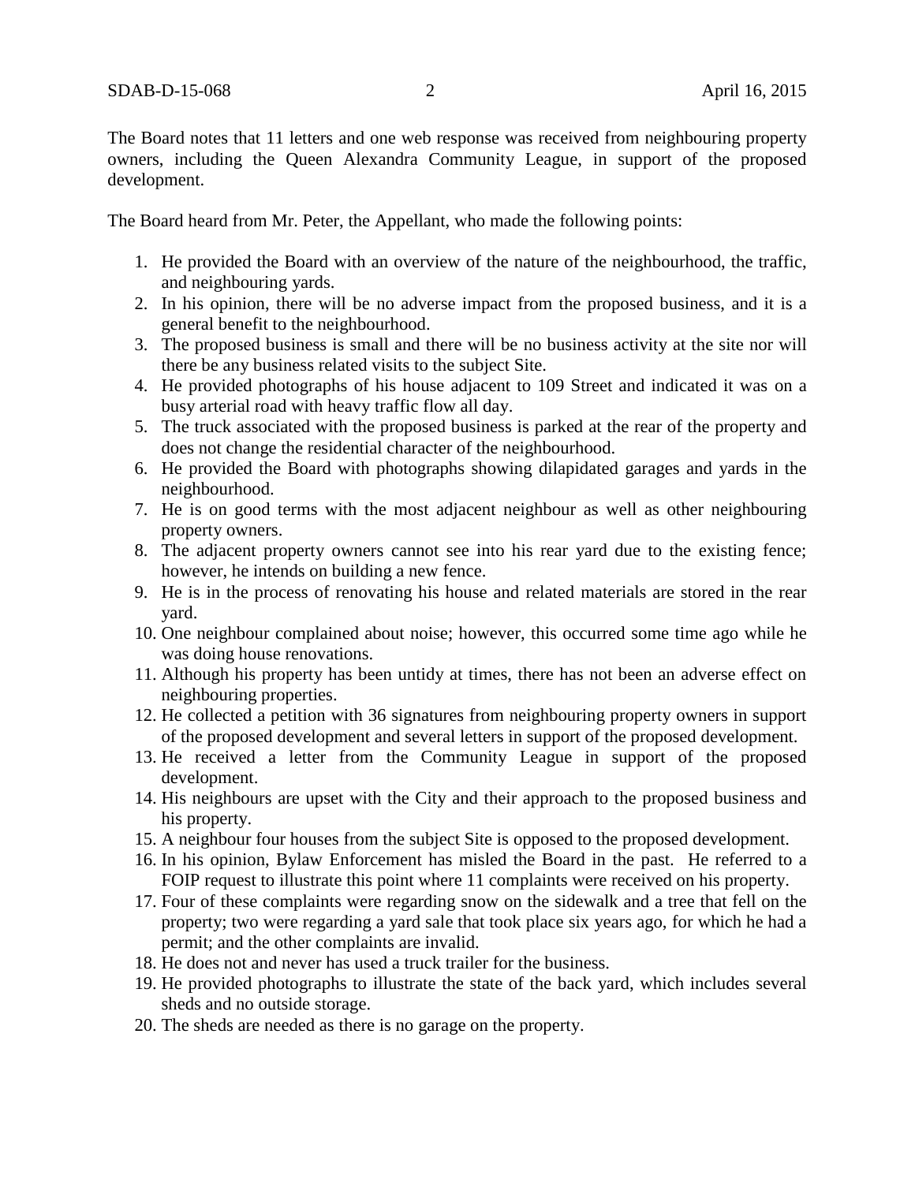The Board notes that 11 letters and one web response was received from neighbouring property owners, including the Queen Alexandra Community League, in support of the proposed development.

The Board heard from Mr. Peter, the Appellant, who made the following points:

1. He provided the Board with an overview of the nature of the neighbourhood, the traffic, and neighbouring yards.
2. In his opinion, there will be no adverse impact from the proposed business, and it is a general benefit to the neighbourhood.
3. The proposed business is small and there will be no business activity at the site nor will there be any business related visits to the subject Site.
4. He provided photographs of his house adjacent to 109 Street and indicated it was on a busy arterial road with heavy traffic flow all day.
5. The truck associated with the proposed business is parked at the rear of the property and does not change the residential character of the neighbourhood.
6. He provided the Board with photographs showing dilapidated garages and yards in the neighbourhood.
7. He is on good terms with the most adjacent neighbour as well as other neighbouring property owners.
8. The adjacent property owners cannot see into his rear yard due to the existing fence; however, he intends on building a new fence.
9. He is in the process of renovating his house and related materials are stored in the rear yard.
10. One neighbour complained about noise; however, this occurred some time ago while he was doing house renovations.
11. Although his property has been untidy at times, there has not been an adverse effect on neighbouring properties.
12. He collected a petition with 36 signatures from neighbouring property owners in support of the proposed development and several letters in support of the proposed development.
13. He received a letter from the Community League in support of the proposed development.
14. His neighbours are upset with the City and their approach to the proposed business and his property.
15. A neighbour four houses from the subject Site is opposed to the proposed development.
16. In his opinion, Bylaw Enforcement has misled the Board in the past. He referred to a FOIP request to illustrate this point where 11 complaints were received on his property.
17. Four of these complaints were regarding snow on the sidewalk and a tree that fell on the property; two were regarding a yard sale that took place six years ago, for which he had a permit; and the other complaints are invalid.
18. He does not and never has used a truck trailer for the business.
19. He provided photographs to illustrate the state of the back yard, which includes several sheds and no outside storage.
20. The sheds are needed as there is no garage on the property.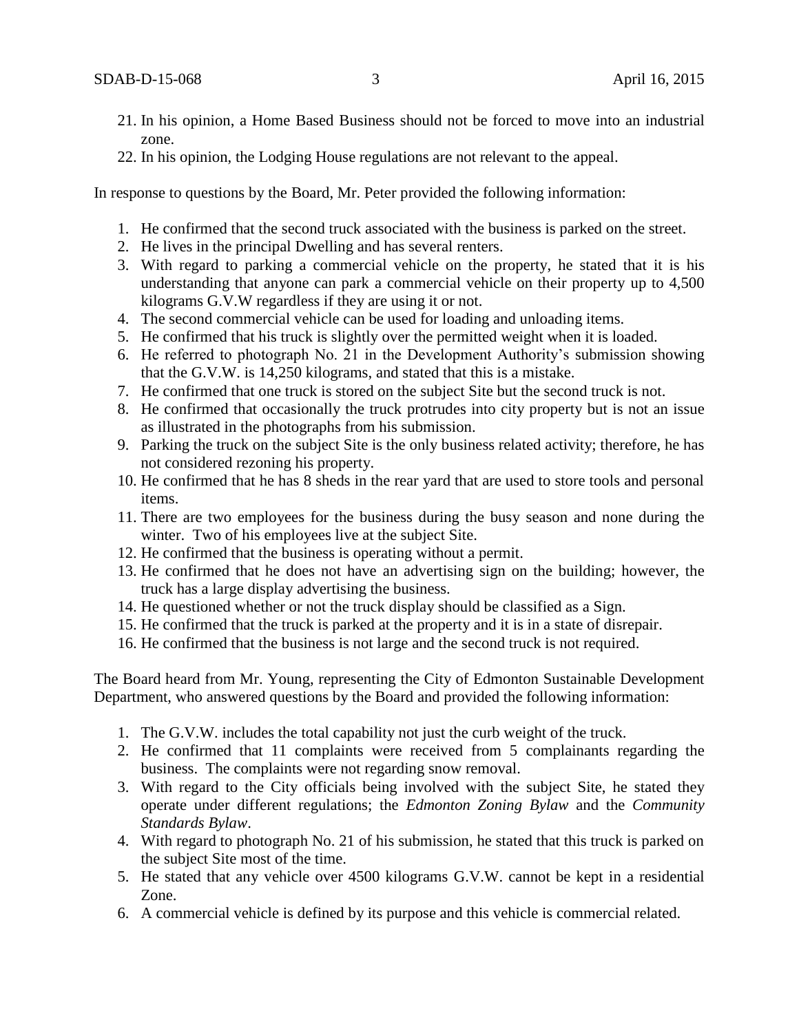21. In his opinion, a Home Based Business should not be forced to move into an industrial zone.
22. In his opinion, the Lodging House regulations are not relevant to the appeal.

In response to questions by the Board, Mr. Peter provided the following information:

1. He confirmed that the second truck associated with the business is parked on the street.
2. He lives in the principal Dwelling and has several renters.
3. With regard to parking a commercial vehicle on the property, he stated that it is his understanding that anyone can park a commercial vehicle on their property up to 4,500 kilograms G.V.W regardless if they are using it or not.
4. The second commercial vehicle can be used for loading and unloading items.
5. He confirmed that his truck is slightly over the permitted weight when it is loaded.
6. He referred to photograph No. 21 in the Development Authority's submission showing that the G.V.W. is 14,250 kilograms, and stated that this is a mistake.
7. He confirmed that one truck is stored on the subject Site but the second truck is not.
8. He confirmed that occasionally the truck protrudes into city property but is not an issue as illustrated in the photographs from his submission.
9. Parking the truck on the subject Site is the only business related activity; therefore, he has not considered rezoning his property.
10. He confirmed that he has 8 sheds in the rear yard that are used to store tools and personal items.
11. There are two employees for the business during the busy season and none during the winter. Two of his employees live at the subject Site.
12. He confirmed that the business is operating without a permit.
13. He confirmed that he does not have an advertising sign on the building; however, the truck has a large display advertising the business.
14. He questioned whether or not the truck display should be classified as a Sign.
15. He confirmed that the truck is parked at the property and it is in a state of disrepair.
16. He confirmed that the business is not large and the second truck is not required.

The Board heard from Mr. Young, representing the City of Edmonton Sustainable Development Department, who answered questions by the Board and provided the following information:

1. The G.V.W. includes the total capability not just the curb weight of the truck.
2. He confirmed that 11 complaints were received from 5 complainants regarding the business. The complaints were not regarding snow removal.
3. With regard to the City officials being involved with the subject Site, he stated they operate under different regulations; the *Edmonton Zoning Bylaw* and the *Community Standards Bylaw*.
4. With regard to photograph No. 21 of his submission, he stated that this truck is parked on the subject Site most of the time.
5. He stated that any vehicle over 4500 kilograms G.V.W. cannot be kept in a residential Zone.
6. A commercial vehicle is defined by its purpose and this vehicle is commercial related.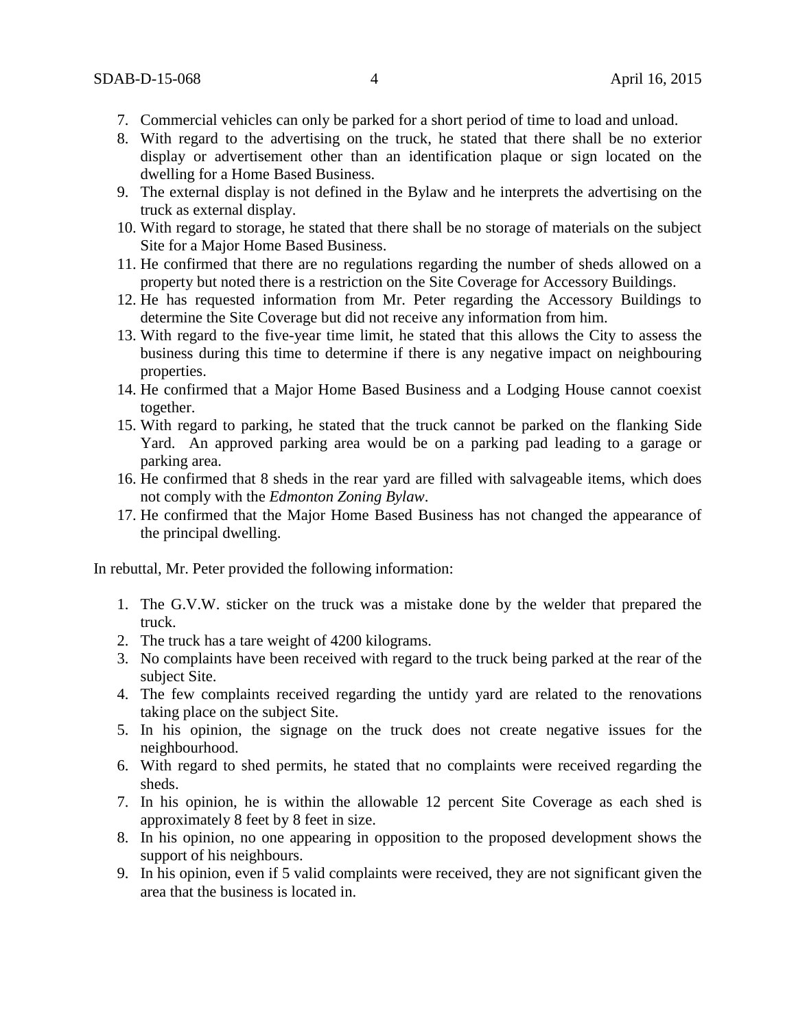7. Commercial vehicles can only be parked for a short period of time to load and unload.
8. With regard to the advertising on the truck, he stated that there shall be no exterior display or advertisement other than an identification plaque or sign located on the dwelling for a Home Based Business.
9. The external display is not defined in the Bylaw and he interprets the advertising on the truck as external display.
10. With regard to storage, he stated that there shall be no storage of materials on the subject Site for a Major Home Based Business.
11. He confirmed that there are no regulations regarding the number of sheds allowed on a property but noted there is a restriction on the Site Coverage for Accessory Buildings.
12. He has requested information from Mr. Peter regarding the Accessory Buildings to determine the Site Coverage but did not receive any information from him.
13. With regard to the five-year time limit, he stated that this allows the City to assess the business during this time to determine if there is any negative impact on neighbouring properties.
14. He confirmed that a Major Home Based Business and a Lodging House cannot coexist together.
15. With regard to parking, he stated that the truck cannot be parked on the flanking Side Yard. An approved parking area would be on a parking pad leading to a garage or parking area.
16. He confirmed that 8 sheds in the rear yard are filled with salvageable items, which does not comply with the *Edmonton Zoning Bylaw*.
17. He confirmed that the Major Home Based Business has not changed the appearance of the principal dwelling.

In rebuttal, Mr. Peter provided the following information:

1. The G.V.W. sticker on the truck was a mistake done by the welder that prepared the truck.
2. The truck has a tare weight of 4200 kilograms.
3. No complaints have been received with regard to the truck being parked at the rear of the subject Site.
4. The few complaints received regarding the untidy yard are related to the renovations taking place on the subject Site.
5. In his opinion, the signage on the truck does not create negative issues for the neighbourhood.
6. With regard to shed permits, he stated that no complaints were received regarding the sheds.
7. In his opinion, he is within the allowable 12 percent Site Coverage as each shed is approximately 8 feet by 8 feet in size.
8. In his opinion, no one appearing in opposition to the proposed development shows the support of his neighbours.
9. In his opinion, even if 5 valid complaints were received, they are not significant given the area that the business is located in.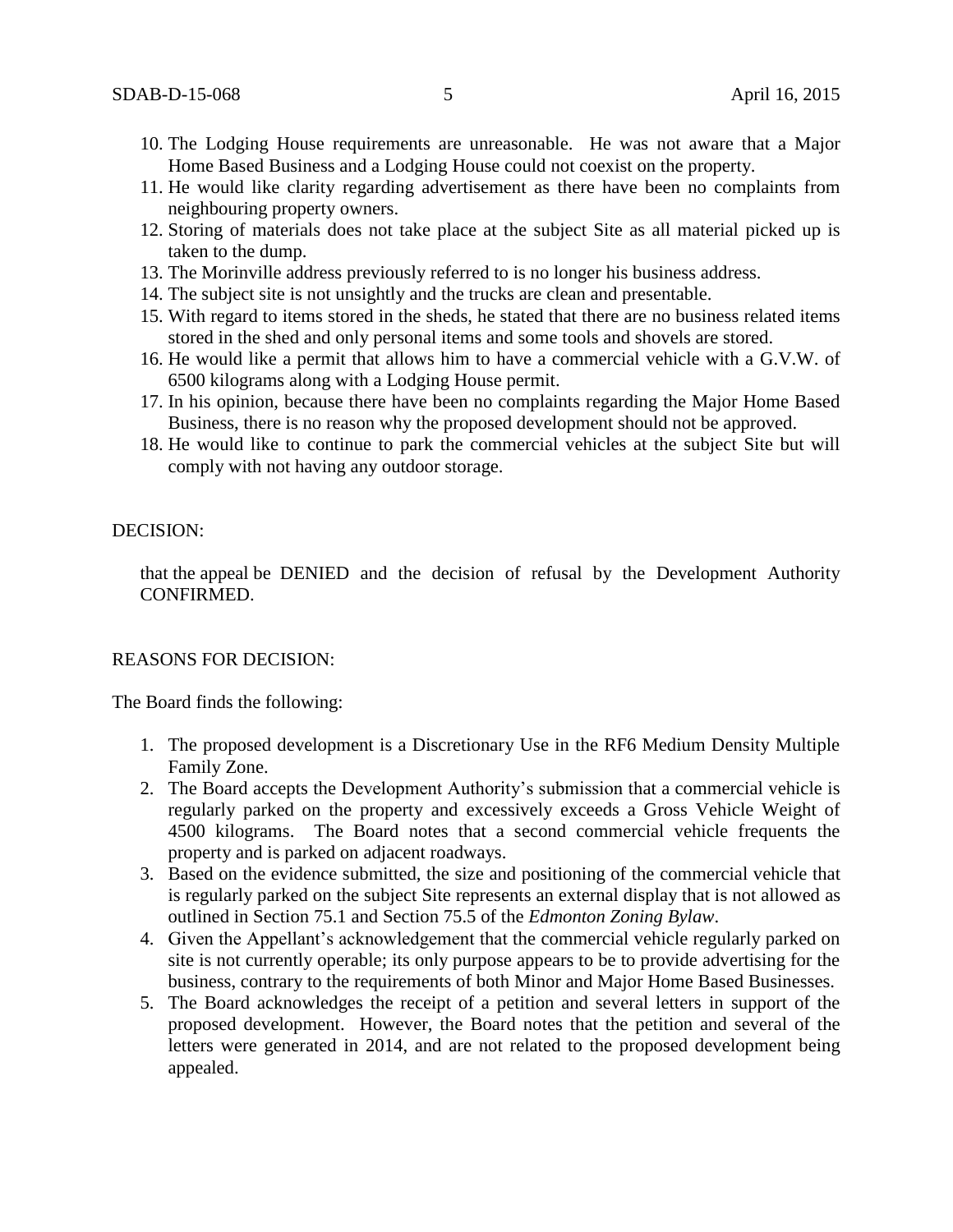10. The Lodging House requirements are unreasonable. He was not aware that a Major Home Based Business and a Lodging House could not coexist on the property.
11. He would like clarity regarding advertisement as there have been no complaints from neighbouring property owners.
12. Storing of materials does not take place at the subject Site as all material picked up is taken to the dump.
13. The Morinville address previously referred to is no longer his business address.
14. The subject site is not unsightly and the trucks are clean and presentable.
15. With regard to items stored in the sheds, he stated that there are no business related items stored in the shed and only personal items and some tools and shovels are stored.
16. He would like a permit that allows him to have a commercial vehicle with a G.V.W. of 6500 kilograms along with a Lodging House permit.
17. In his opinion, because there have been no complaints regarding the Major Home Based Business, there is no reason why the proposed development should not be approved.
18. He would like to continue to park the commercial vehicles at the subject Site but will comply with not having any outdoor storage.

DECISION:

that the appeal be DENIED and the decision of refusal by the Development Authority CONFIRMED.

REASONS FOR DECISION:

The Board finds the following:

1. The proposed development is a Discretionary Use in the RF6 Medium Density Multiple Family Zone.
2. The Board accepts the Development Authority's submission that a commercial vehicle is regularly parked on the property and excessively exceeds a Gross Vehicle Weight of 4500 kilograms. The Board notes that a second commercial vehicle frequents the property and is parked on adjacent roadways.
3. Based on the evidence submitted, the size and positioning of the commercial vehicle that is regularly parked on the subject Site represents an external display that is not allowed as outlined in Section 75.1 and Section 75.5 of the *Edmonton Zoning Bylaw*.
4. Given the Appellant's acknowledgement that the commercial vehicle regularly parked on site is not currently operable; its only purpose appears to be to provide advertising for the business, contrary to the requirements of both Minor and Major Home Based Businesses.
5. The Board acknowledges the receipt of a petition and several letters in support of the proposed development. However, the Board notes that the petition and several of the letters were generated in 2014, and are not related to the proposed development being appealed.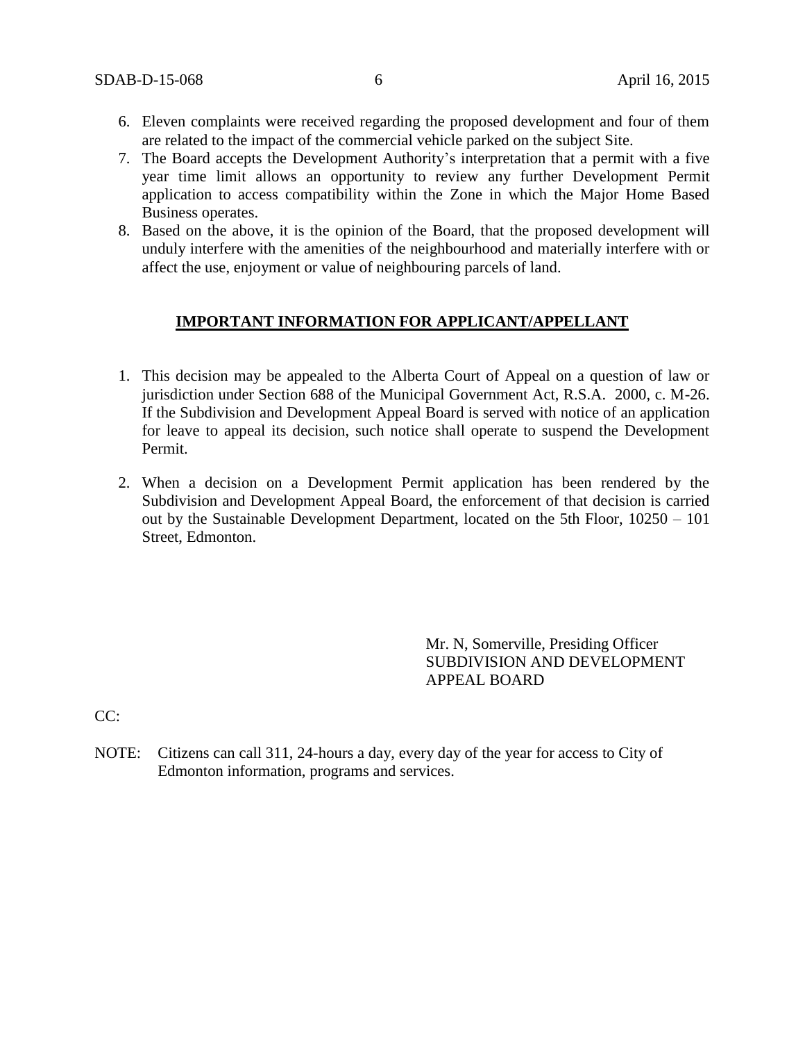6. Eleven complaints were received regarding the proposed development and four of them are related to the impact of the commercial vehicle parked on the subject Site.
7. The Board accepts the Development Authority's interpretation that a permit with a five year time limit allows an opportunity to review any further Development Permit application to access compatibility within the Zone in which the Major Home Based Business operates.
8. Based on the above, it is the opinion of the Board, that the proposed development will unduly interfere with the amenities of the neighbourhood and materially interfere with or affect the use, enjoyment or value of neighbouring parcels of land.

## **IMPORTANT INFORMATION FOR APPLICANT/APPELLANT**

1. This decision may be appealed to the Alberta Court of Appeal on a question of law or jurisdiction under Section 688 of the Municipal Government Act, R.S.A. 2000, c. M-26. If the Subdivision and Development Appeal Board is served with notice of an application for leave to appeal its decision, such notice shall operate to suspend the Development Permit.

2. When a decision on a Development Permit application has been rendered by the Subdivision and Development Appeal Board, the enforcement of that decision is carried out by the Sustainable Development Department, located on the 5th Floor, 10250 – 101 Street, Edmonton.

Mr. N, Somerville, Presiding Officer
SUBDIVISION AND DEVELOPMENT
APPEAL BOARD

CC:

NOTE: Citizens can call 311, 24-hours a day, every day of the year for access to City of Edmonton information, programs and services.